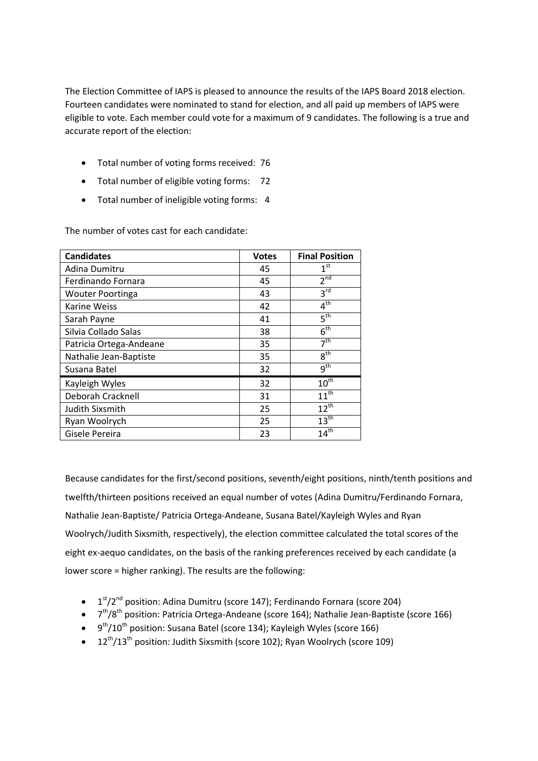The Election Committee of IAPS is pleased to announce the results of the IAPS Board 2018 election. Fourteen candidates were nominated to stand for election, and all paid up members of IAPS were eligible to vote. Each member could vote for a maximum of 9 candidates. The following is a true and accurate report of the election:

- Total number of voting forms received: 76
- Total number of eligible voting forms: 72
- Total number of ineligible voting forms: 4

The number of votes cast for each candidate:

| Candidates | Votes | Final Position |
|---|---|---|
| Adina Dumitru | 45 | 1st |
| Ferdinando Fornara | 45 | 2nd |
| Wouter Poortinga | 43 | 3rd |
| Karine Weiss | 42 | 4th |
| Sarah Payne | 41 | 5th |
| Silvia Collado Salas | 38 | 6th |
| Patricia Ortega-Andeane | 35 | 7th |
| Nathalie Jean-Baptiste | 35 | 8th |
| Susana Batel | 32 | 9th |
| Kayleigh Wyles | 32 | 10th |
| Deborah Cracknell | 31 | 11th |
| Judith Sixsmith | 25 | 12th |
| Ryan Woolrych | 25 | 13th |
| Gisele Pereira | 23 | 14th |

Because candidates for the first/second positions, seventh/eight positions, ninth/tenth positions and twelfth/thirteen positions received an equal number of votes (Adina Dumitru/Ferdinando Fornara, Nathalie Jean-Baptiste/ Patricia Ortega-Andeane, Susana Batel/Kayleigh Wyles and Ryan Woolrych/Judith Sixsmith, respectively), the election committee calculated the total scores of the eight ex-aequo candidates, on the basis of the ranking preferences received by each candidate (a lower score = higher ranking). The results are the following:

- 1st/2nd position: Adina Dumitru (score 147); Ferdinando Fornara (score 204)
- 7th/8th position: Patricia Ortega-Andeane (score 164); Nathalie Jean-Baptiste (score 166)
- 9th/10th position: Susana Batel (score 134); Kayleigh Wyles (score 166)
- 12th/13th position: Judith Sixsmith (score 102); Ryan Woolrych (score 109)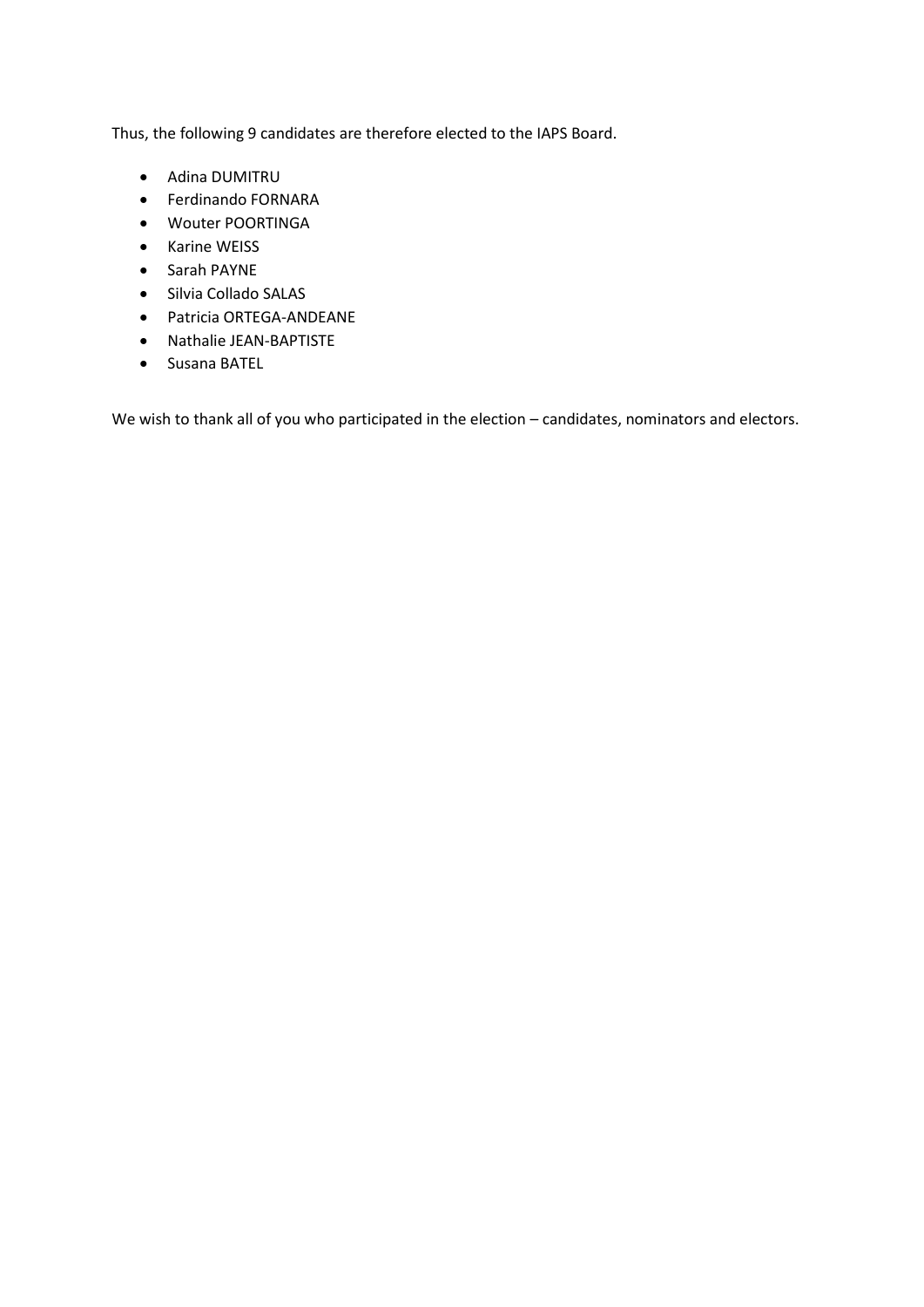Thus, the following 9 candidates are therefore elected to the IAPS Board.

- Adina DUMITRU
- Ferdinando FORNARA
- Wouter POORTINGA
- Karine WEISS
- Sarah PAYNE
- Silvia Collado SALAS
- Patricia ORTEGA-ANDEANE
- Nathalie JEAN-BAPTISTE
- Susana BATEL

We wish to thank all of you who participated in the election – candidates, nominators and electors.